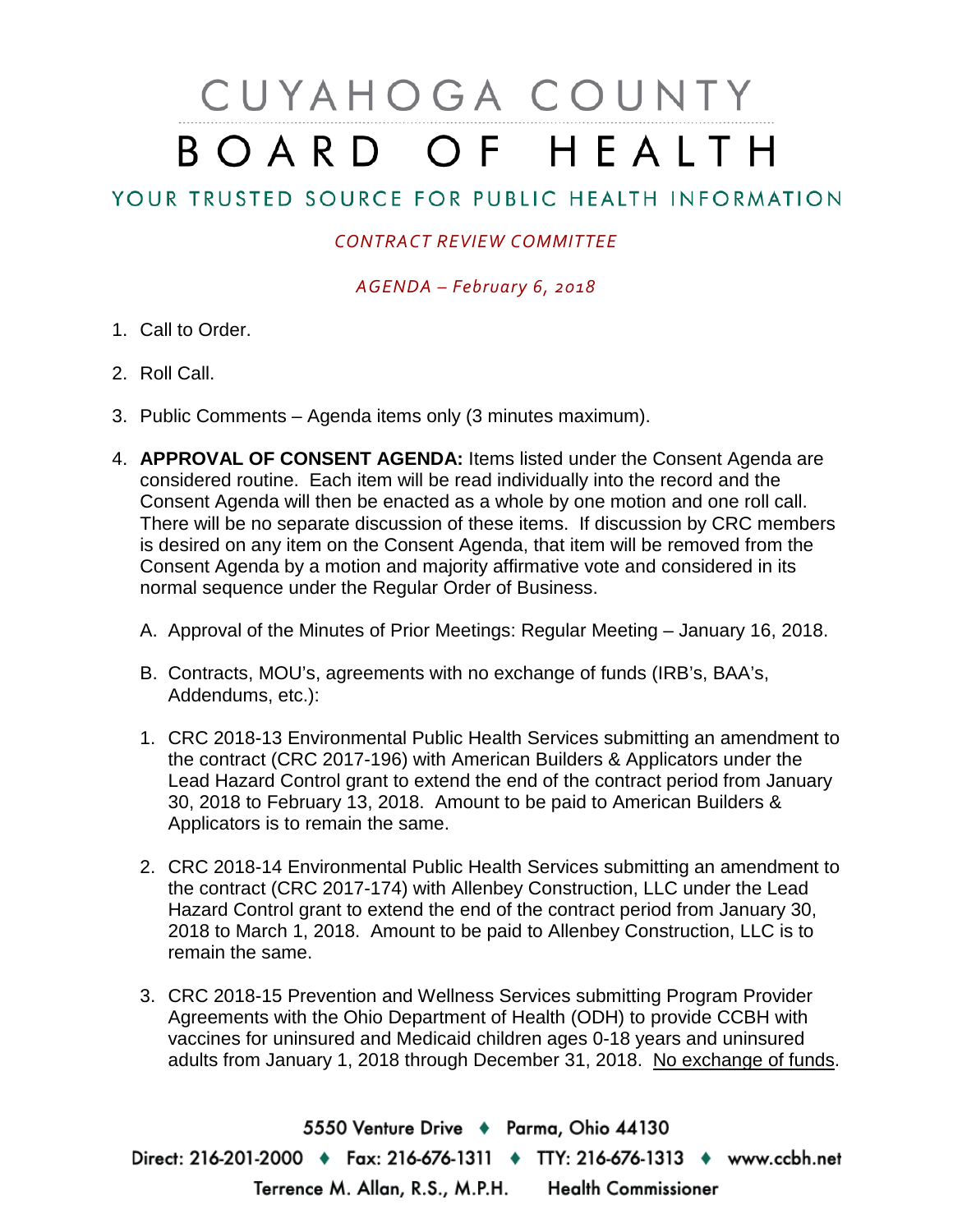# CUYAHOGA COUNTY BOARD OF HEALTH

## YOUR TRUSTED SOURCE FOR PUBLIC HEALTH INFORMATION

*CONTRACT REVIEW COMMITTEE*

*AGENDA – February 6, 2018*

1. Call to Order.
2. Roll Call.
3. Public Comments – Agenda items only (3 minutes maximum).
4. **APPROVAL OF CONSENT AGENDA:** Items listed under the Consent Agenda are considered routine. Each item will be read individually into the record and the Consent Agenda will then be enacted as a whole by one motion and one roll call. There will be no separate discussion of these items. If discussion by CRC members is desired on any item on the Consent Agenda, that item will be removed from the Consent Agenda by a motion and majority affirmative vote and considered in its normal sequence under the Regular Order of Business.

   A. Approval of the Minutes of Prior Meetings: Regular Meeting – January 16, 2018.

   B. Contracts, MOU's, agreements with no exchange of funds (IRB's, BAA's, Addendums, etc.):

   1. CRC 2018-13 Environmental Public Health Services submitting an amendment to the contract (CRC 2017-196) with American Builders & Applicators under the Lead Hazard Control grant to extend the end of the contract period from January 30, 2018 to February 13, 2018. Amount to be paid to American Builders & Applicators is to remain the same.

   2. CRC 2018-14 Environmental Public Health Services submitting an amendment to the contract (CRC 2017-174) with Allenbey Construction, LLC under the Lead Hazard Control grant to extend the end of the contract period from January 30, 2018 to March 1, 2018. Amount to be paid to Allenbey Construction, LLC is to remain the same.

   3. CRC 2018-15 Prevention and Wellness Services submitting Program Provider Agreements with the Ohio Department of Health (ODH) to provide CCBH with vaccines for uninsured and Medicaid children ages 0-18 years and uninsured adults from January 1, 2018 through December 31, 2018. <u>No exchange of funds</u>.

5550 Venture Drive ♦ Parma, Ohio 44130
Direct: 216-201-2000 ♦ Fax: 216-676-1311 ♦ TTY: 216-676-1313 ♦ www.ccbh.net
Terrence M. Allan, R.S., M.P.H. Health Commissioner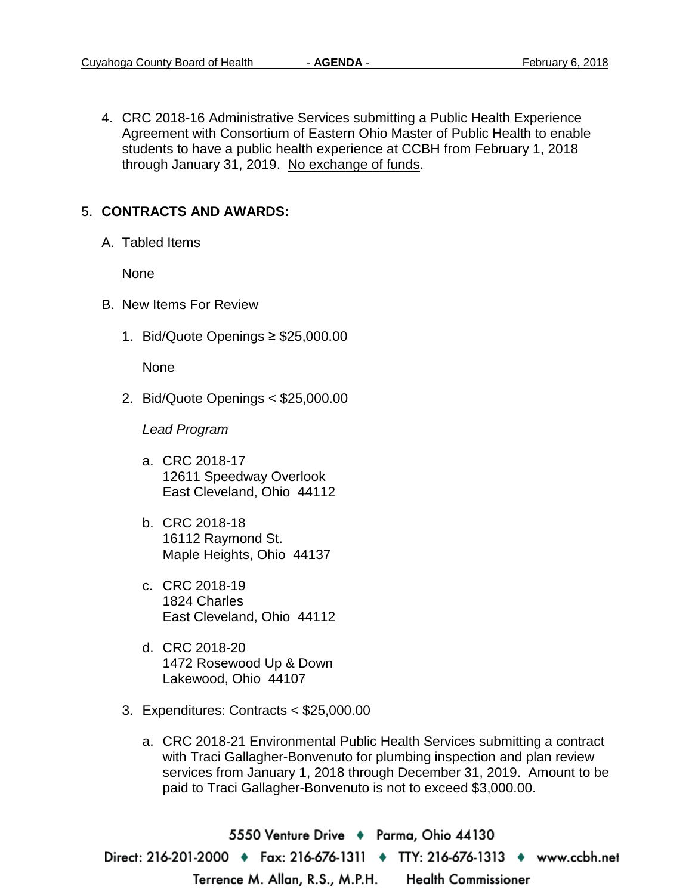4. CRC 2018-16 Administrative Services submitting a Public Health Experience Agreement with Consortium of Eastern Ohio Master of Public Health to enable students to have a public health experience at CCBH from February 1, 2018 through January 31, 2019. No exchange of funds.

5. **CONTRACTS AND AWARDS:**

   A. Tabled Items

      None

   B. New Items For Review

      1. Bid/Quote Openings ≥ $25,000.00

         None

      2. Bid/Quote Openings < $25,000.00

         *Lead Program*

         a. CRC 2018-17
            12611 Speedway Overlook
            East Cleveland, Ohio 44112

         b. CRC 2018-18
            16112 Raymond St.
            Maple Heights, Ohio 44137

         c. CRC 2018-19
            1824 Charles
            East Cleveland, Ohio 44112

         d. CRC 2018-20
            1472 Rosewood Up & Down
            Lakewood, Ohio 44107

      3. Expenditures: Contracts < $25,000.00

         a. CRC 2018-21 Environmental Public Health Services submitting a contract with Traci Gallagher-Bonvenuto for plumbing inspection and plan review services from January 1, 2018 through December 31, 2019. Amount to be paid to Traci Gallagher-Bonvenuto is not to exceed $3,000.00.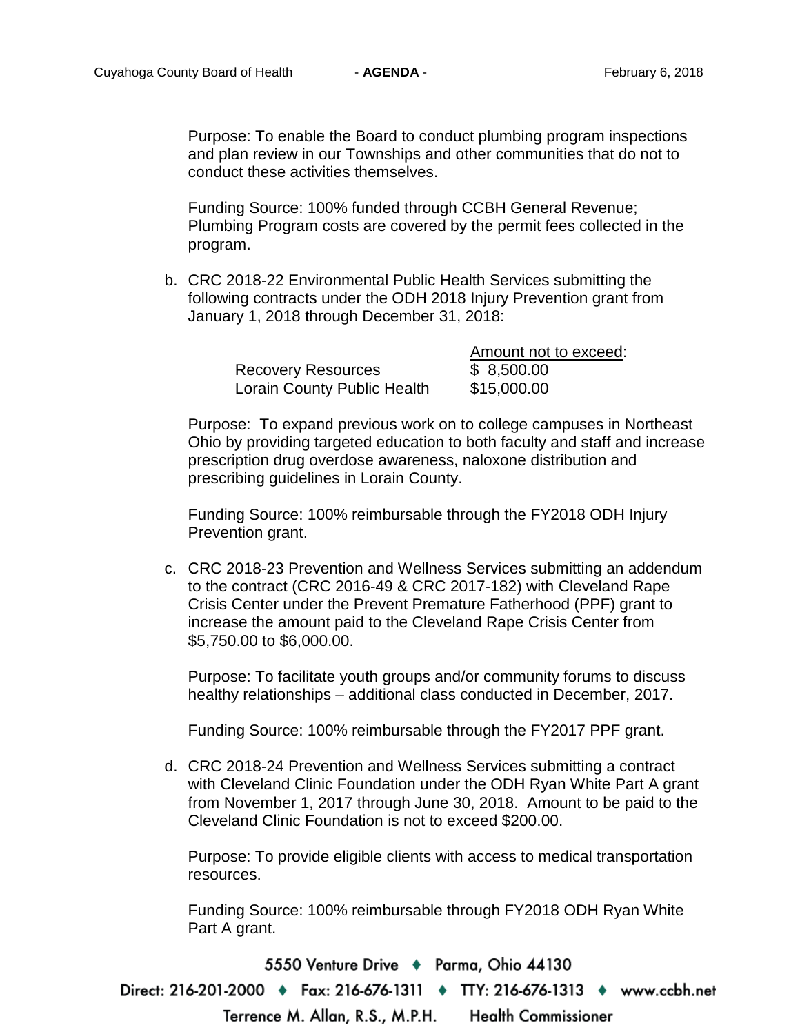Purpose: To enable the Board to conduct plumbing program inspections and plan review in our Townships and other communities that do not to conduct these activities themselves.

Funding Source: 100% funded through CCBH General Revenue; Plumbing Program costs are covered by the permit fees collected in the program.

b. CRC 2018-22 Environmental Public Health Services submitting the following contracts under the ODH 2018 Injury Prevention grant from January 1, 2018 through December 31, 2018:

| | Amount not to exceed: |
|---|---|
| Recovery Resources | $ 8,500.00 |
| Lorain County Public Health | $15,000.00 |

Purpose: To expand previous work on to college campuses in Northeast Ohio by providing targeted education to both faculty and staff and increase prescription drug overdose awareness, naloxone distribution and prescribing guidelines in Lorain County.

Funding Source: 100% reimbursable through the FY2018 ODH Injury Prevention grant.

c. CRC 2018-23 Prevention and Wellness Services submitting an addendum to the contract (CRC 2016-49 & CRC 2017-182) with Cleveland Rape Crisis Center under the Prevent Premature Fatherhood (PPF) grant to increase the amount paid to the Cleveland Rape Crisis Center from $5,750.00 to $6,000.00.

Purpose: To facilitate youth groups and/or community forums to discuss healthy relationships – additional class conducted in December, 2017.

Funding Source: 100% reimbursable through the FY2017 PPF grant.

d. CRC 2018-24 Prevention and Wellness Services submitting a contract with Cleveland Clinic Foundation under the ODH Ryan White Part A grant from November 1, 2017 through June 30, 2018. Amount to be paid to the Cleveland Clinic Foundation is not to exceed $200.00.

Purpose: To provide eligible clients with access to medical transportation resources.

Funding Source: 100% reimbursable through FY2018 ODH Ryan White Part A grant.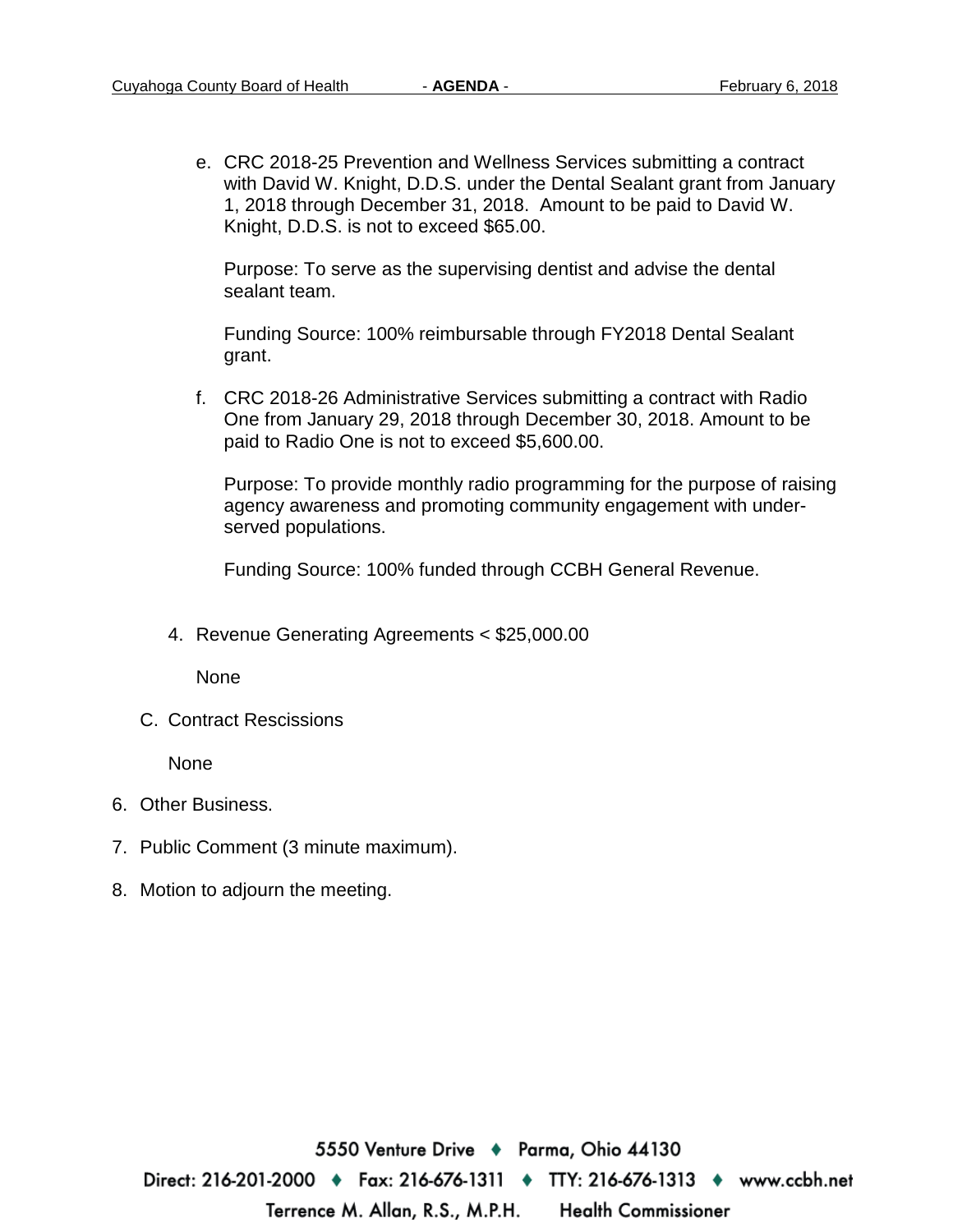e. CRC 2018-25 Prevention and Wellness Services submitting a contract with David W. Knight, D.D.S. under the Dental Sealant grant from January 1, 2018 through December 31, 2018. Amount to be paid to David W. Knight, D.D.S. is not to exceed $65.00.

   Purpose: To serve as the supervising dentist and advise the dental sealant team.

   Funding Source: 100% reimbursable through FY2018 Dental Sealant grant.

f. CRC 2018-26 Administrative Services submitting a contract with Radio One from January 29, 2018 through December 30, 2018. Amount to be paid to Radio One is not to exceed $5,600.00.

   Purpose: To provide monthly radio programming for the purpose of raising agency awareness and promoting community engagement with under-served populations.

   Funding Source: 100% funded through CCBH General Revenue.

4. Revenue Generating Agreements < $25,000.00

   None

C. Contract Rescissions

   None

6. Other Business.

7. Public Comment (3 minute maximum).

8. Motion to adjourn the meeting.